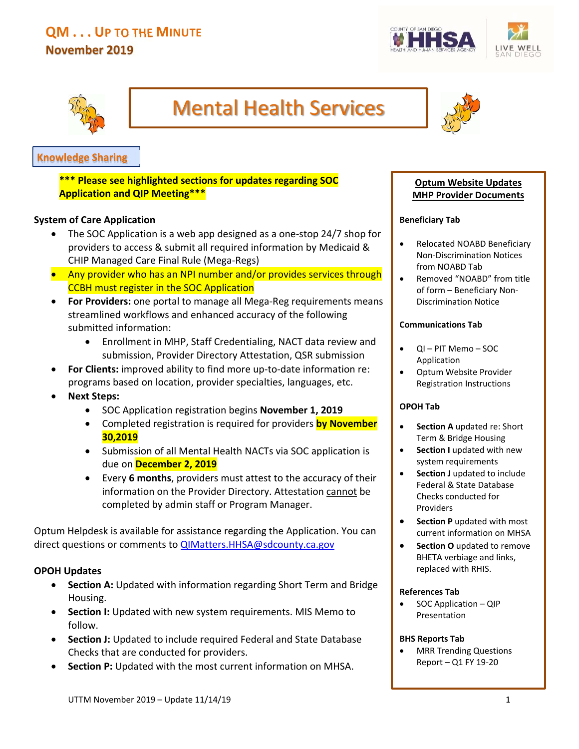# QM . . . UP TO THE MINUTE
## November 2019

# Mental Health Services

## Knowledge Sharing

*** Please see highlighted sections for updates regarding SOC Application and QIP Meeting***

### System of Care Application

- The SOC Application is a web app designed as a one-stop 24/7 shop for providers to access & submit all required information by Medicaid & CHIP Managed Care Final Rule (Mega-Regs)
- Any provider who has an NPI number and/or provides services through CCBH must register in the SOC Application
- **For Providers:** one portal to manage all Mega-Reg requirements means streamlined workflows and enhanced accuracy of the following submitted information:
  - Enrollment in MHP, Staff Credentialing, NACT data review and submission, Provider Directory Attestation, QSR submission
- **For Clients:** improved ability to find more up-to-date information re: programs based on location, provider specialties, languages, etc.
- **Next Steps:**
  - SOC Application registration begins **November 1, 2019**
  - Completed registration is required for providers **by November 30,2019**
  - Submission of all Mental Health NACTs via SOC application is due on **December 2, 2019**
  - Every **6 months**, providers must attest to the accuracy of their information on the Provider Directory. Attestation cannot be completed by admin staff or Program Manager.

Optum Helpdesk is available for assistance regarding the Application. You can direct questions or comments to QIMatters.HHSA@sdcounty.ca.gov

### OPOH Updates

- **Section A:** Updated with information regarding Short Term and Bridge Housing.
- **Section I:** Updated with new system requirements. MIS Memo to follow.
- **Section J:** Updated to include required Federal and State Database Checks that are conducted for providers.
- **Section P:** Updated with the most current information on MHSA.

## Optum Website Updates MHP Provider Documents

**Beneficiary Tab**

- Relocated NOABD Beneficiary Non-Discrimination Notices from NOABD Tab
- Removed "NOABD" from title of form – Beneficiary Non-Discrimination Notice

**Communications Tab**

- QI – PIT Memo – SOC Application
- Optum Website Provider Registration Instructions

**OPOH Tab**

- **Section A** updated re: Short Term & Bridge Housing
- **Section I** updated with new system requirements
- **Section J** updated to include Federal & State Database Checks conducted for Providers
- **Section P** updated with most current information on MHSA
- **Section O** updated to remove BHETA verbiage and links, replaced with RHIS.

**References Tab**

- SOC Application – QIP Presentation

**BHS Reports Tab**

- MRR Trending Questions Report – Q1 FY 19-20

UTTM November 2019 – Update 11/14/19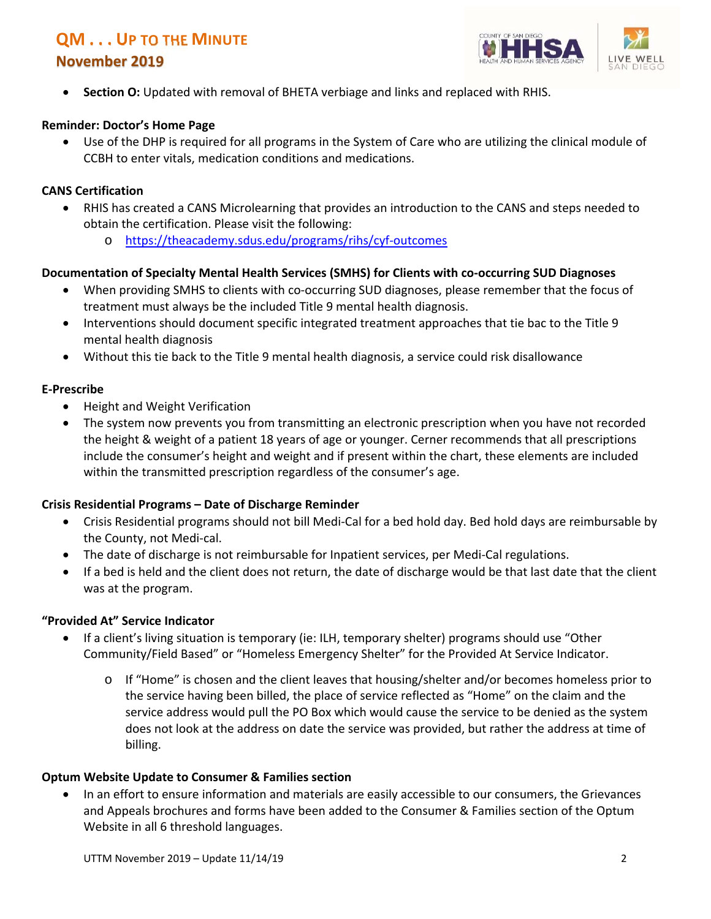- **Section O:** Updated with removal of BHETA verbiage and links and replaced with RHIS.

**Reminder: Doctor's Home Page**

- Use of the DHP is required for all programs in the System of Care who are utilizing the clinical module of CCBH to enter vitals, medication conditions and medications.

**CANS Certification**

- RHIS has created a CANS Microlearning that provides an introduction to the CANS and steps needed to obtain the certification. Please visit the following:
  - https://theacademy.sdus.edu/programs/rihs/cyf-outcomes

**Documentation of Specialty Mental Health Services (SMHS) for Clients with co-occurring SUD Diagnoses**

- When providing SMHS to clients with co-occurring SUD diagnoses, please remember that the focus of treatment must always be the included Title 9 mental health diagnosis.
- Interventions should document specific integrated treatment approaches that tie bac to the Title 9 mental health diagnosis
- Without this tie back to the Title 9 mental health diagnosis, a service could risk disallowance

**E-Prescribe**

- Height and Weight Verification
- The system now prevents you from transmitting an electronic prescription when you have not recorded the height & weight of a patient 18 years of age or younger. Cerner recommends that all prescriptions include the consumer's height and weight and if present within the chart, these elements are included within the transmitted prescription regardless of the consumer's age.

**Crisis Residential Programs – Date of Discharge Reminder**

- Crisis Residential programs should not bill Medi-Cal for a bed hold day. Bed hold days are reimbursable by the County, not Medi-cal.
- The date of discharge is not reimbursable for Inpatient services, per Medi-Cal regulations.
- If a bed is held and the client does not return, the date of discharge would be that last date that the client was at the program.

**"Provided At" Service Indicator**

- If a client's living situation is temporary (ie: ILH, temporary shelter) programs should use "Other Community/Field Based" or "Homeless Emergency Shelter" for the Provided At Service Indicator.
  - If "Home" is chosen and the client leaves that housing/shelter and/or becomes homeless prior to the service having been billed, the place of service reflected as "Home" on the claim and the service address would pull the PO Box which would cause the service to be denied as the system does not look at the address on date the service was provided, but rather the address at time of billing.

**Optum Website Update to Consumer & Families section**

- In an effort to ensure information and materials are easily accessible to our consumers, the Grievances and Appeals brochures and forms have been added to the Consumer & Families section of the Optum Website in all 6 threshold languages.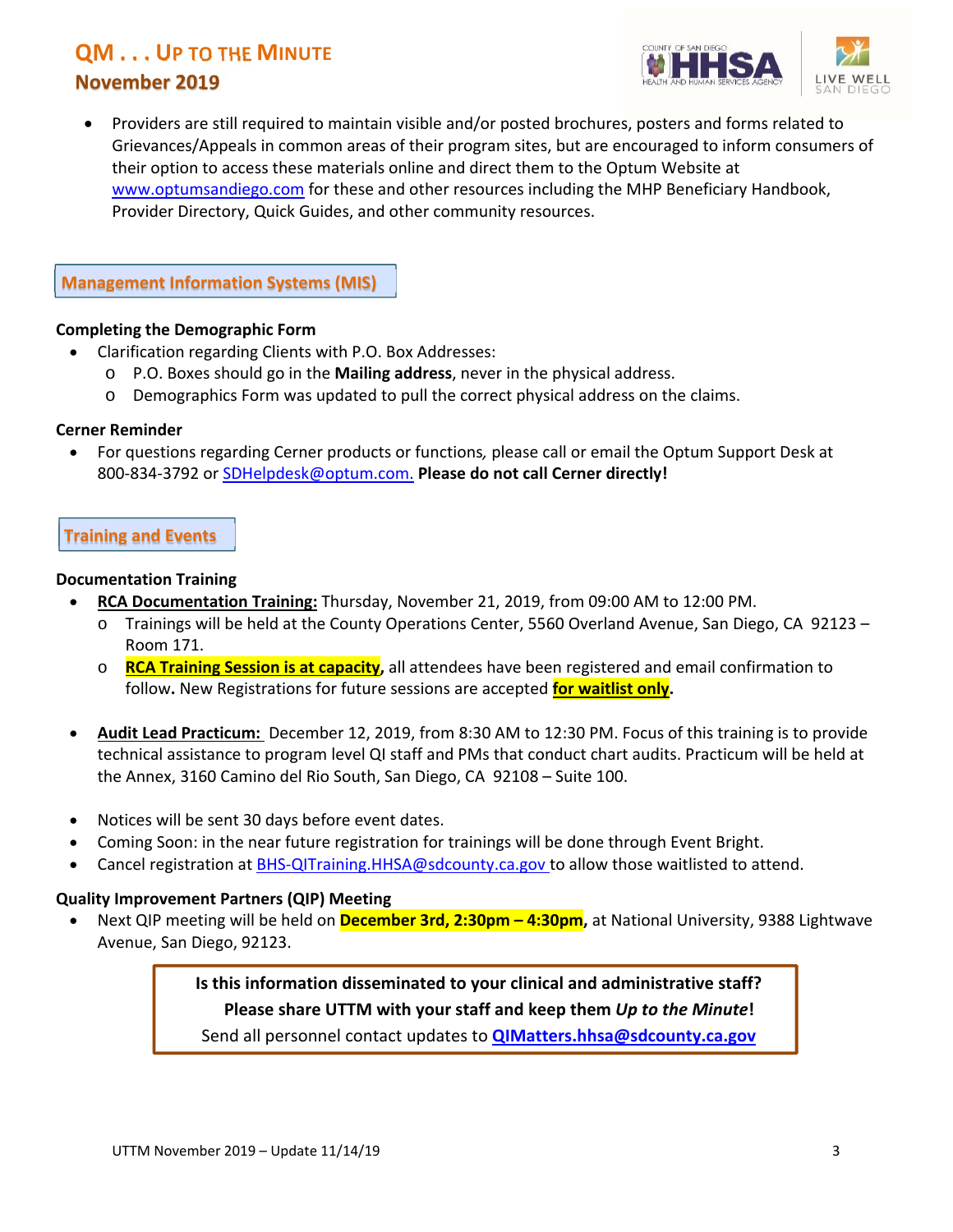- Providers are still required to maintain visible and/or posted brochures, posters and forms related to Grievances/Appeals in common areas of their program sites, but are encouraged to inform consumers of their option to access these materials online and direct them to the Optum Website at www.optumsandiego.com for these and other resources including the MHP Beneficiary Handbook, Provider Directory, Quick Guides, and other community resources.

## Management Information Systems (MIS)

**Completing the Demographic Form**

- Clarification regarding Clients with P.O. Box Addresses:
  - P.O. Boxes should go in the **Mailing address**, never in the physical address.
  - Demographics Form was updated to pull the correct physical address on the claims.

**Cerner Reminder**

- For questions regarding Cerner products or functions, please call or email the Optum Support Desk at 800-834-3792 or SDHelpdesk@optum.com. **Please do not call Cerner directly!**

## Training and Events

**Documentation Training**

- **RCA Documentation Training:** Thursday, November 21, 2019, from 09:00 AM to 12:00 PM.
  - Trainings will be held at the County Operations Center, 5560 Overland Avenue, San Diego, CA 92123 – Room 171.
  - **RCA Training Session is at capacity,** all attendees have been registered and email confirmation to follow**.** New Registrations for future sessions are accepted **for waitlist only.**

- **Audit Lead Practicum:** December 12, 2019, from 8:30 AM to 12:30 PM. Focus of this training is to provide technical assistance to program level QI staff and PMs that conduct chart audits. Practicum will be held at the Annex, 3160 Camino del Rio South, San Diego, CA 92108 – Suite 100.

- Notices will be sent 30 days before event dates.
- Coming Soon: in the near future registration for trainings will be done through Event Bright.
- Cancel registration at BHS-QITraining.HHSA@sdcounty.ca.gov to allow those waitlisted to attend.

**Quality Improvement Partners (QIP) Meeting**

- Next QIP meeting will be held on **December 3rd, 2:30pm – 4:30pm**, at National University, 9388 Lightwave Avenue, San Diego, 92123.

**Is this information disseminated to your clinical and administrative staff?**
**Please share UTTM with your staff and keep them *Up to the Minute*!**
Send all personnel contact updates to **QIMatters.hhsa@sdcounty.ca.gov**